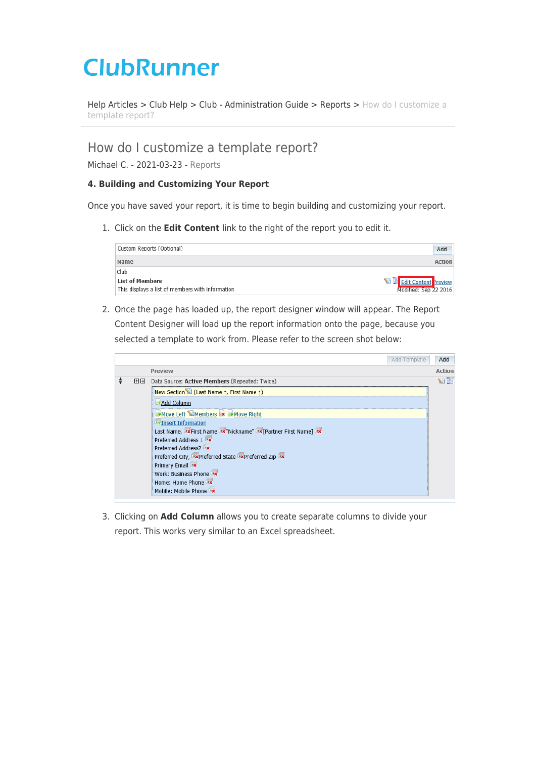ClubRunner

Help Articles > Club Help > Club - Administration Guide > Reports > How do I customize a template report?

# How do I customize a template report?

Michael C. - 2021-03-23 - Reports

**4. Building and Customizing Your Report**

Once you have saved your report, it is time to begin building and customizing your report.

1. Click on the **Edit Content** link to the right of the report you to edit it.

2. Once the page has loaded up, the report designer window will appear. The Report Content Designer will load up the report information onto the page, because you selected a template to work from. Please refer to the screen shot below:

3. Clicking on **Add Column** allows you to create separate columns to divide your report. This works very similar to an Excel spreadsheet.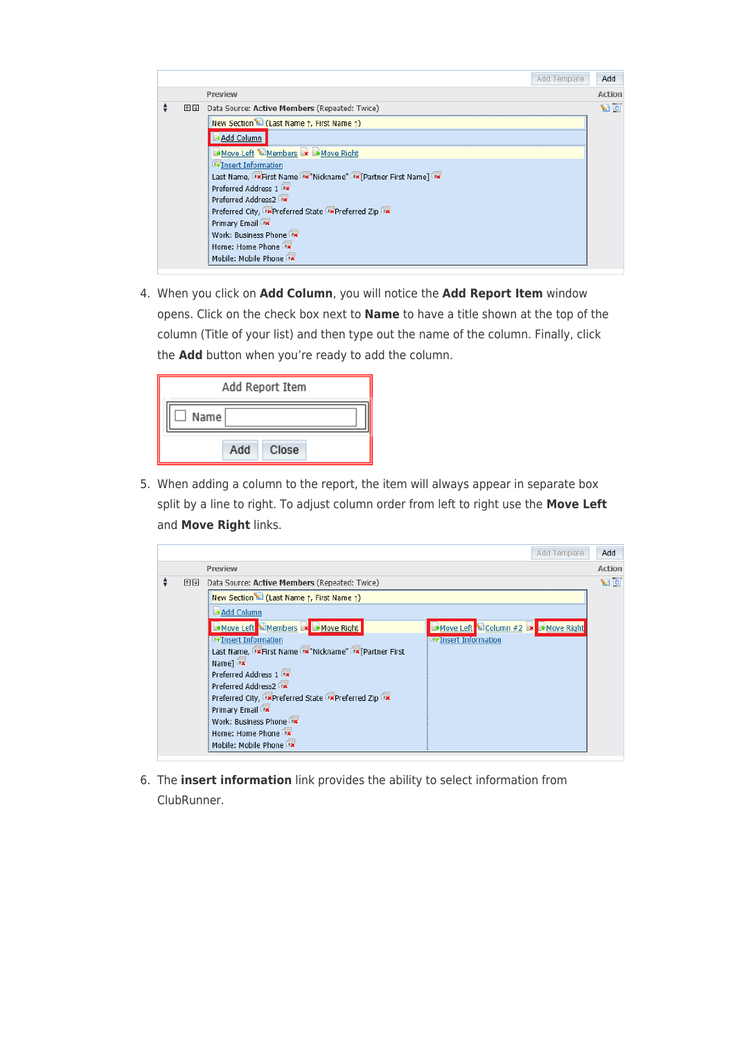4. When you click on **Add Column**, you will notice the **Add Report Item** window opens. Click on the check box next to **Name** to have a title shown at the top of the column (Title of your list) and then type out the name of the column. Finally, click the **Add** button when you're ready to add the column.

5. When adding a column to the report, the item will always appear in separate box split by a line to right. To adjust column order from left to right use the **Move Left** and **Move Right** links.

6. The **insert information** link provides the ability to select information from ClubRunner.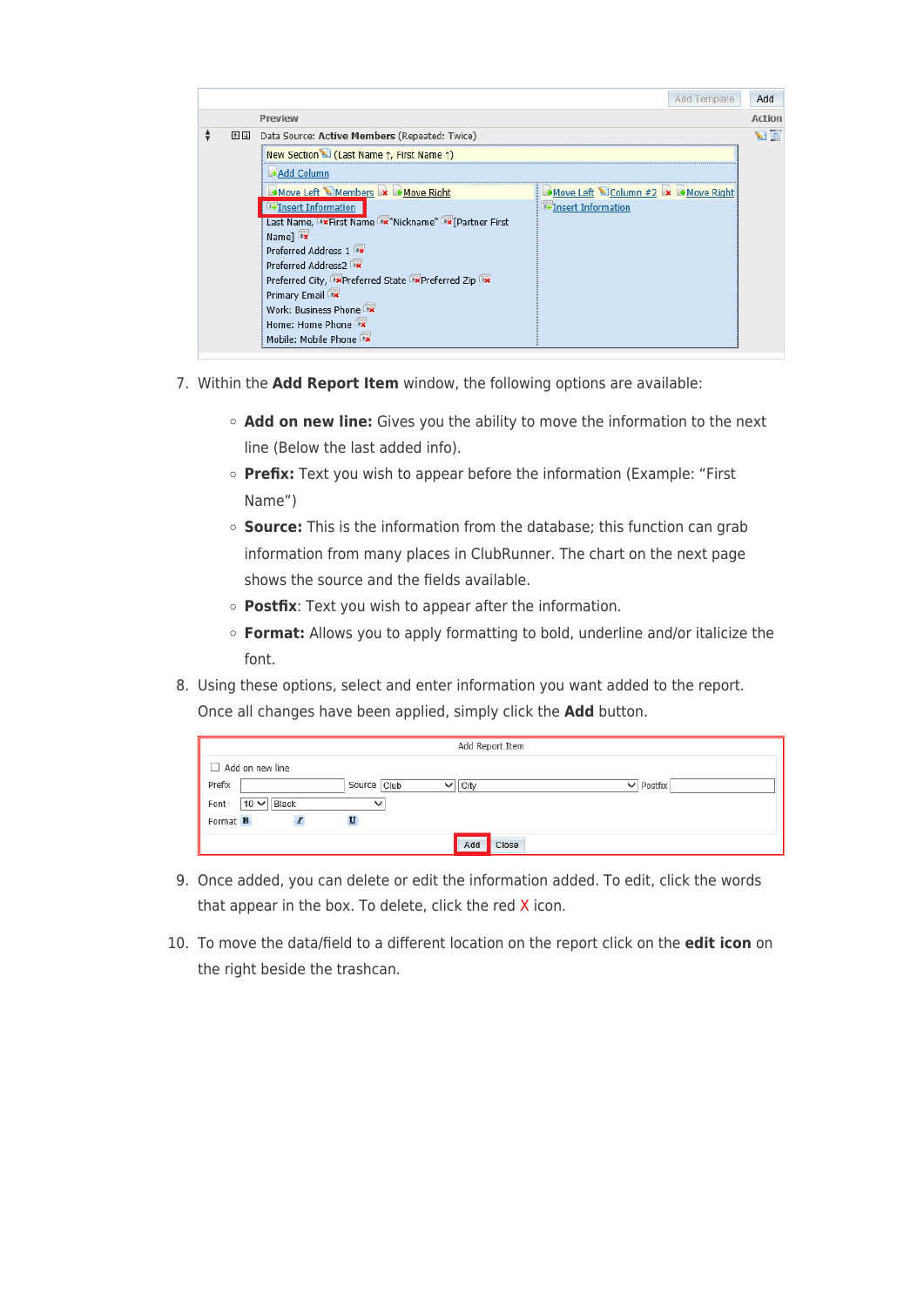7. Within the **Add Report Item** window, the following options are available:

   - **Add on new line:** Gives you the ability to move the information to the next line (Below the last added info).
   - **Prefix:** Text you wish to appear before the information (Example: "First Name")
   - **Source:** This is the information from the database; this function can grab information from many places in ClubRunner. The chart on the next page shows the source and the fields available.
   - **Postfix**: Text you wish to appear after the information.
   - **Format:** Allows you to apply formatting to bold, underline and/or italicize the font.

8. Using these options, select and enter information you want added to the report. Once all changes have been applied, simply click the **Add** button.

9. Once added, you can delete or edit the information added. To edit, click the words that appear in the box. To delete, click the red X icon.

10. To move the data/field to a different location on the report click on the **edit icon** on the right beside the trashcan.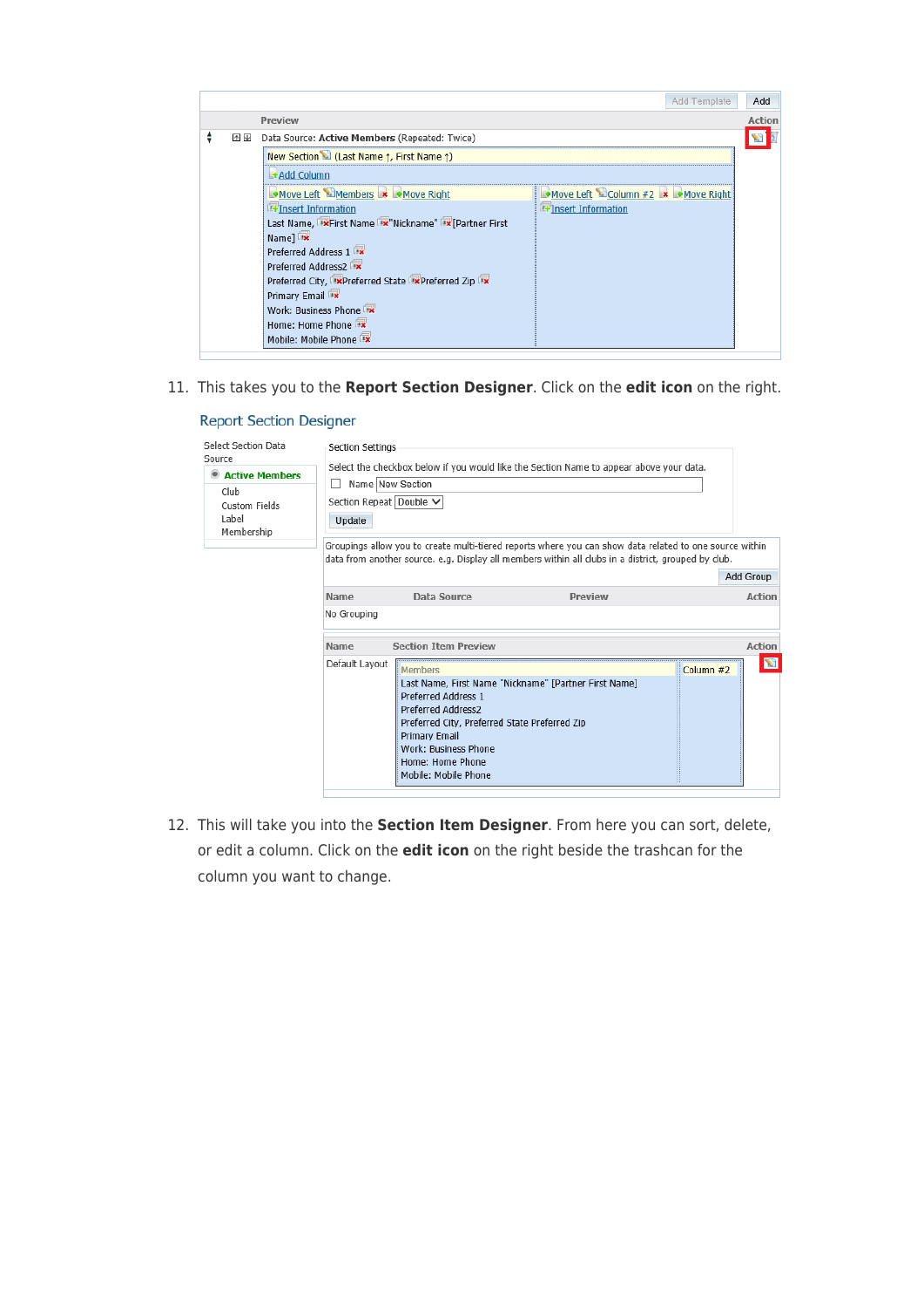11. This takes you to the **Report Section Designer**. Click on the **edit icon** on the right.

12. This will take you into the **Section Item Designer**. From here you can sort, delete, or edit a column. Click on the **edit icon** on the right beside the trashcan for the column you want to change.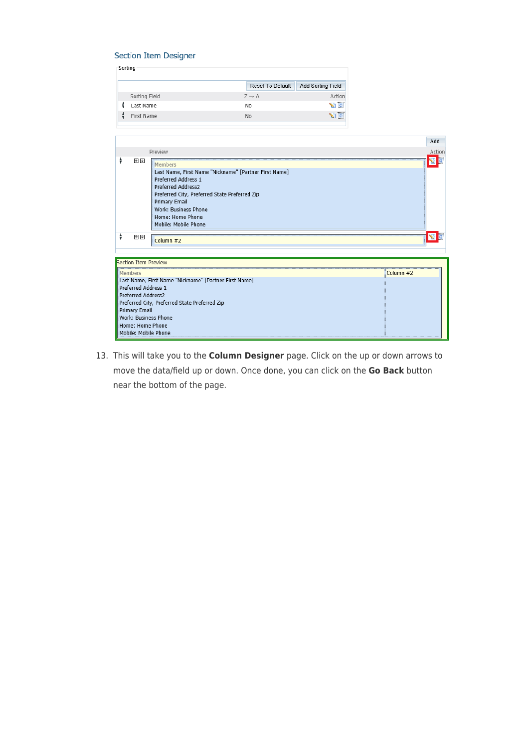## Section Item Designer

Sorting

| | Sorting Field | Z → A | Action |
|---|---|---|---|
| | Last Name | No | |
| | First Name | No | |

Reset To Default | Add Sorting Field

Add

| Preview | Action |
|---|---|
| Members<br>Last Name, First Name "Nickname" [Partner First Name]<br>Preferred Address 1<br>Preferred Address2<br>Preferred City, Preferred State Preferred Zip<br>Primary Email<br>Work: Business Phone<br>Home: Home Phone<br>Mobile: Mobile Phone | |
| Column #2 | |

Section Item Preview

| Members | Column #2 |
|---|---|
| Last Name, First Name "Nickname" [Partner First Name]<br>Preferred Address 1<br>Preferred Address2<br>Preferred City, Preferred State Preferred Zip<br>Primary Email<br>Work: Business Phone<br>Home: Home Phone<br>Mobile: Mobile Phone | |

13. This will take you to the **Column Designer** page. Click on the up or down arrows to move the data/field up or down. Once done, you can click on the **Go Back** button near the bottom of the page.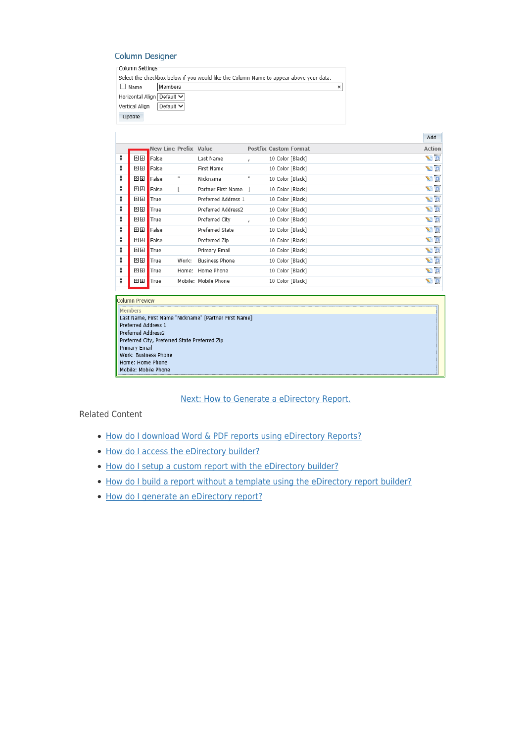## Column Designer

Column Settings

Select the checkbox below if you would like the Column Name to appear above your data.

- [ ] Name: Members

Horizontal Align: Default

Vertical Align: Default

Update

Add

| | | New Line | Prefix | Value | Postfix | Custom Format | Action |
|---|---|---|---|---|---|---|---|
| | | False | | Last Name | , | 10 Color [Black] | |
| | | False | | First Name | | 10 Color [Black] | |
| | | False | " | Nickname | " | 10 Color [Black] | |
| | | False | [ | Partner First Name | ] | 10 Color [Black] | |
| | | True | | Preferred Address 1 | | 10 Color [Black] | |
| | | True | | Preferred Address2 | | 10 Color [Black] | |
| | | True | | Preferred City | , | 10 Color [Black] | |
| | | False | | Preferred State | | 10 Color [Black] | |
| | | False | | Preferred Zip | | 10 Color [Black] | |
| | | True | | Primary Email | | 10 Color [Black] | |
| | | True | Work: | Business Phone | | 10 Color [Black] | |
| | | True | Home: | Home Phone | | 10 Color [Black] | |
| | | True | Mobile: | Mobile Phone | | 10 Color [Black] | |

Column Preview

Members
Last Name, First Name "Nickname" [Partner First Name]
Preferred Address 1
Preferred Address2
Preferred City, Preferred State Preferred Zip
Primary Email
Work: Business Phone
Home: Home Phone
Mobile: Mobile Phone

Next: How to Generate a eDirectory Report.

Related Content

- How do I download Word & PDF reports using eDirectory Reports?
- How do I access the eDirectory builder?
- How do I setup a custom report with the eDirectory builder?
- How do I build a report without a template using the eDirectory report builder?
- How do I generate an eDirectory report?